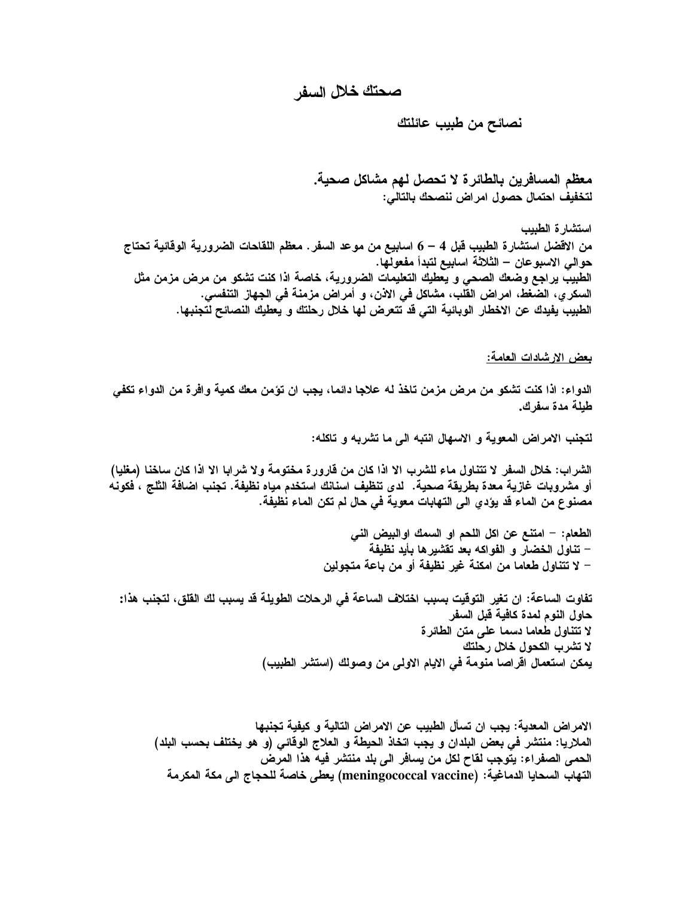# صحتك خلال السفر

## نصائح من طبيب عائلتك

**معظم المسافرين بالطائرة لا تحصل لهم مشاكل صحية.**
**لتخفيف احتمال حصول امراض ننصحك بالتالي:**

**استشارة الطبيب**
**من الافضل استشارة الطبيب قبل 4 – 6 اسابيع من موعد السفر. معظم اللقاحات الضرورية الوقائية تحتاج حوالي الاسبوعان – الثلاثة اسابيع لتبدأ مفعولها.**
**الطبيب يراجع وضعك الصحي و يعطيك التعليمات الضرورية، خاصة اذا كنت تشكو من مرض مزمن مثل السكري، الضغط، امراض القلب، مشاكل في الاذن، و أمراض مزمنة في الجهاز التنفسي.**
**الطبيب يفيدك عن الاخطار الوبائية التي قد تتعرض لها خلال رحلتك و يعطيك النصائح لتجنبها.**

**<u>بعض الارشادات العامة:</u>**

**الدواء: اذا كنت تشكو من مرض مزمن تاخذ له علاجا دائما، يجب ان تؤمن معك كمية وافرة من الدواء تكفي طيلة مدة سفرك.**

**لتجنب الامراض المعوية و الاسهال انتبه الى ما تشربه و تاكله:**

**الشراب: خلال السفر لا تتناول ماء للشرب الا اذا كان من قارورة مختومة ولا شرابا الا اذا كان ساخنا (مغليا) أو مشروبات غازية معدة بطريقة صحية. لدى تنظيف اسنانك استخدم مياه نظيفة. تجنب اضافة الثلج ، فكونه مصنوع من الماء قد يؤدي الى التهابات معوية في حال لم تكن الماء نظيفة.**

**الطعام: – امتنع عن اكل اللحم او السمك اوالبيض النيء**
**– تناول الخضار و الفواكه بعد تقشيرها بأيد نظيفة**
**– لا تتناول طعاما من امكنة غير نظيفة أو من باعة متجولين**

**تفاوت الساعة: ان تغير التوقيت بسبب اختلاف الساعة في الرحلات الطويلة قد يسبب لك القلق، لتجنب هذا:**
**حاول النوم لمدة كافية قبل السفر**
**لا تتناول طعاما دسما على متن الطائرة**
**لا تشرب الكحول خلال رحلتك**
**يمكن استعمال اقراصا منومة في الايام الاولى من وصولك (استشر الطبيب)**

**الامراض المعدية: يجب ان تسأل الطبيب عن الامراض التالية و كيفية تجنبها**
**الملاريا: منتشر في بعض البلدان و يجب اتخاذ الحيطة و العلاج الوقائي (و هو يختلف بحسب البلد)**
**الحمى الصفراء: يتوجب لقاح لكل من يسافر الى بلد منتشر فيه هذا المرض**
**التهاب السحايا الدماغية: (meningococcal vaccine) يعطى خاصة للحجاج الى مكة المكرمة**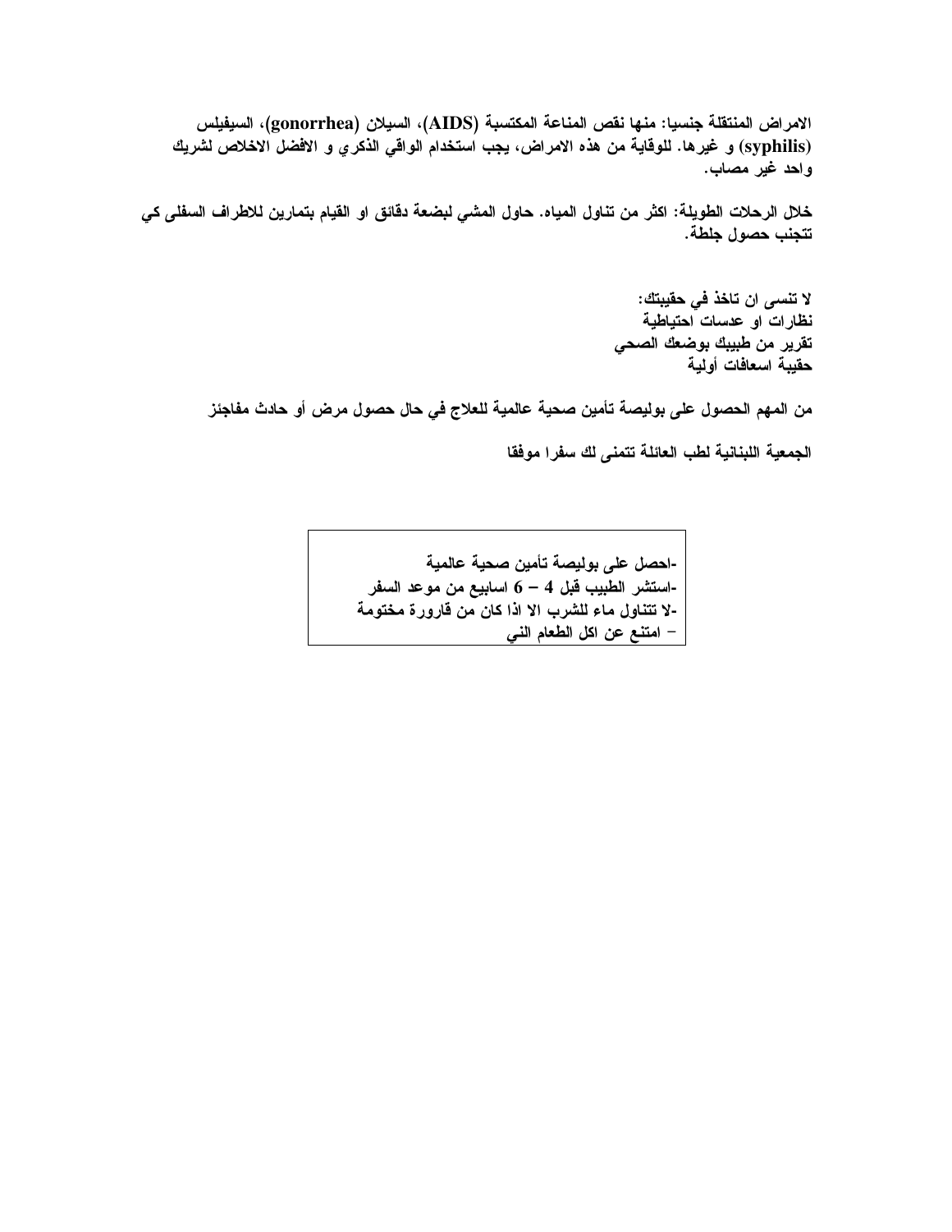**الامراض المنتقلة جنسيا: منها نقص المناعة المكتسبة (AIDS)، السيلان (gonorrhea)، السيفيلس (syphilis) و غيرها. للوقاية من هذه الامراض، يجب استخدام الواقي الذكري و الافضل الاخلاص لشريك واحد غير مصاب.**

**خلال الرحلات الطويلة: اكثر من تناول المياه. حاول المشي لبضعة دقائق او القيام بتمارين للاطراف السفلى كي تتجنب حصول جلطة.**

**لا تنسى ان تاخذ في حقيبتك:**
**نظارات او عدسات احتياطية**
**تقرير من طبيبك بوضعك الصحي**
**حقيبة اسعافات أولية**

**من المهم الحصول على بوليصة تأمين صحية عالمية للعلاج في حال حصول مرض أو حادث مفاجئ**

**الجمعية اللبنانية لطب العائلة تتمنى لك سفرا موفقا**

**-احصل على بوليصة تأمين صحية عالمية**
**-استشر الطبيب قبل 4 – 6 اسابيع من موعد السفر**
**-لا تتناول ماء للشرب الا اذا كان من قارورة مختومة**
**– امتنع عن اكل الطعام الني**